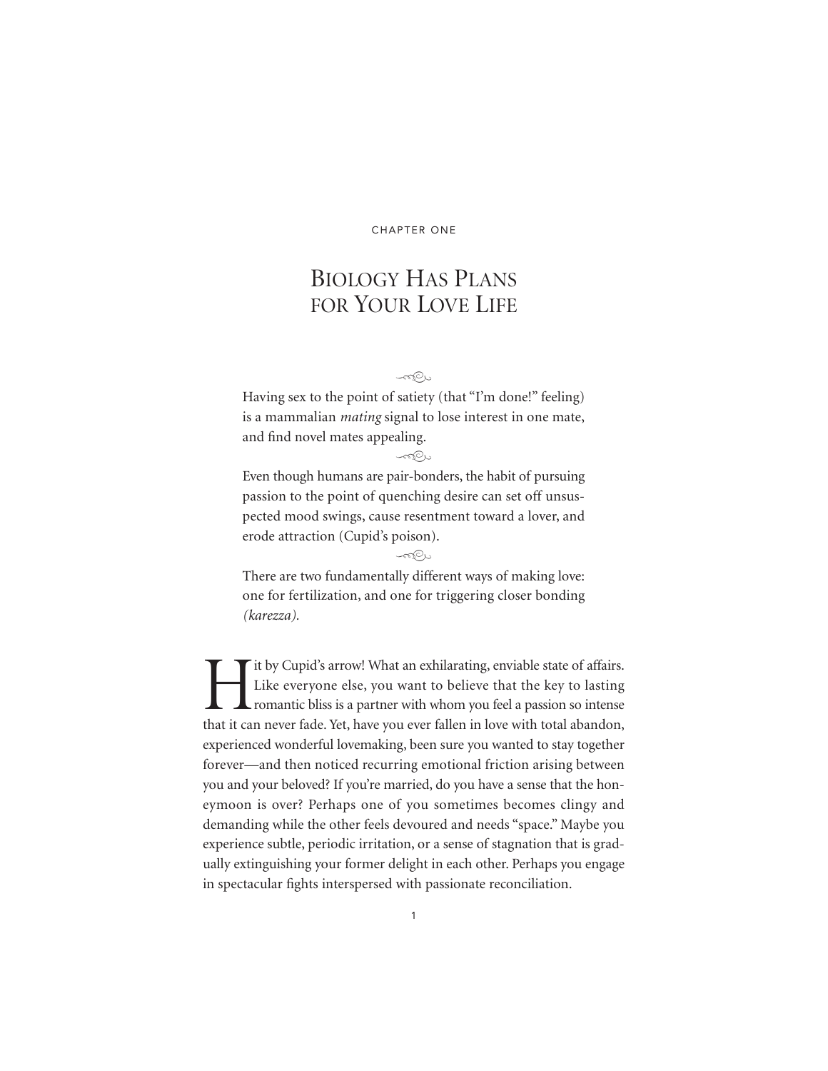CHAPTER ONE

# Biology Has Plans for Your Love Life

Having sex to the point of satiety (that "I'm done!" feeling) is a mammalian *mating* signal to lose interest in one mate, and find novel mates appealing.

Even though humans are pair-bonders, the habit of pursuing passion to the point of quenching desire can set off unsuspected mood swings, cause resentment toward a lover, and erode attraction (Cupid's poison).

There are two fundamentally different ways of making love: one for fertilization, and one for triggering closer bonding *(karezza).*

Hit by Cupid's arrow! What an exhilarating, enviable state of affairs. Like everyone else, you want to believe that the key to lasting romantic bliss is a partner with whom you feel a passion so intense that it can never fade. Yet, have you ever fallen in love with total abandon, experienced wonderful lovemaking, been sure you wanted to stay together forever—and then noticed recurring emotional friction arising between you and your beloved? If you're married, do you have a sense that the honeymoon is over? Perhaps one of you sometimes becomes clingy and demanding while the other feels devoured and needs "space." Maybe you experience subtle, periodic irritation, or a sense of stagnation that is gradually extinguishing your former delight in each other. Perhaps you engage in spectacular fights interspersed with passionate reconciliation.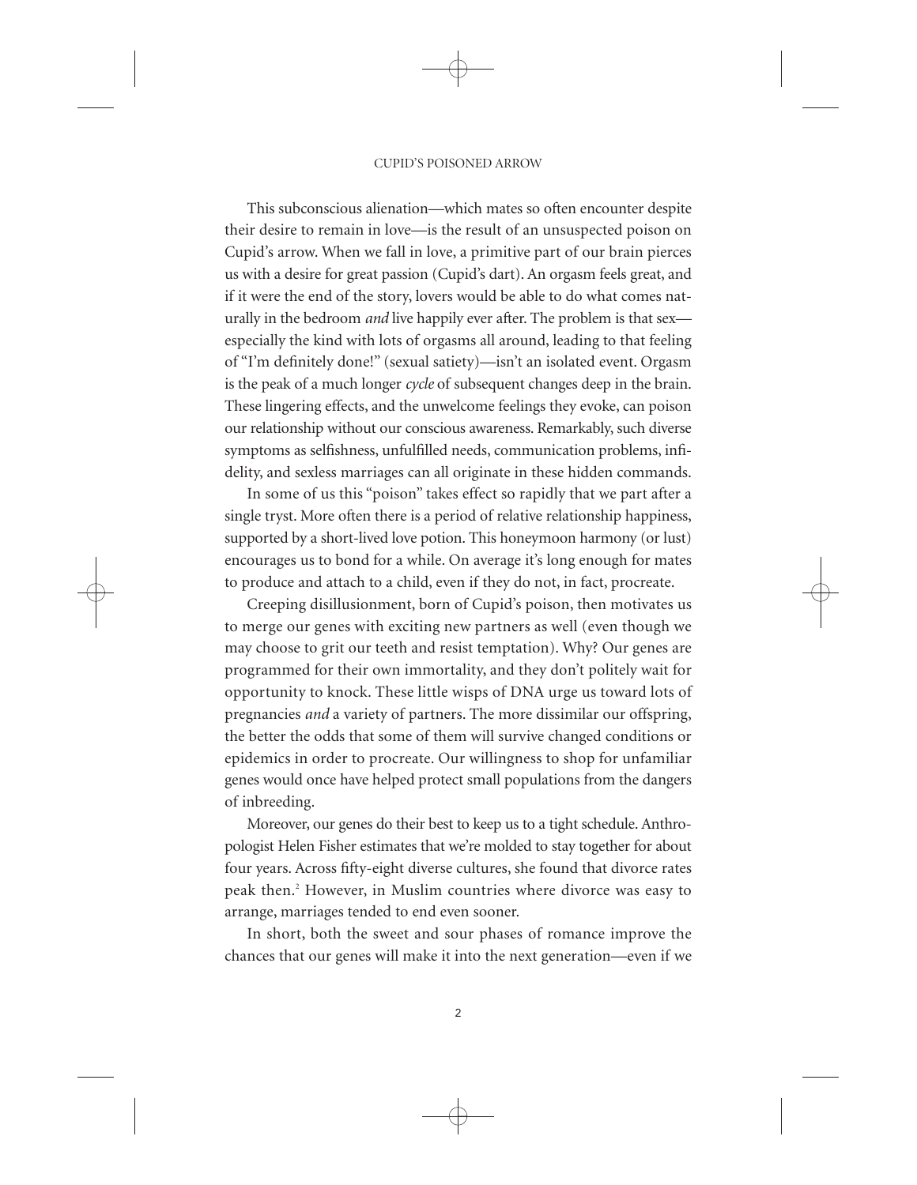This subconscious alienation—which mates so often encounter despite their desire to remain in love—is the result of an unsuspected poison on Cupid's arrow. When we fall in love, a primitive part of our brain pierces us with a desire for great passion (Cupid's dart). An orgasm feels great, and if it were the end of the story, lovers would be able to do what comes naturally in the bedroom *and* live happily ever after. The problem is that sex—especially the kind with lots of orgasms all around, leading to that feeling of "I'm definitely done!" (sexual satiety)—isn't an isolated event. Orgasm is the peak of a much longer *cycle* of subsequent changes deep in the brain. These lingering effects, and the unwelcome feelings they evoke, can poison our relationship without our conscious awareness. Remarkably, such diverse symptoms as selfishness, unfulfilled needs, communication problems, infidelity, and sexless marriages can all originate in these hidden commands.

In some of us this "poison" takes effect so rapidly that we part after a single tryst. More often there is a period of relative relationship happiness, supported by a short-lived love potion. This honeymoon harmony (or lust) encourages us to bond for a while. On average it's long enough for mates to produce and attach to a child, even if they do not, in fact, procreate.

Creeping disillusionment, born of Cupid's poison, then motivates us to merge our genes with exciting new partners as well (even though we may choose to grit our teeth and resist temptation). Why? Our genes are programmed for their own immortality, and they don't politely wait for opportunity to knock. These little wisps of DNA urge us toward lots of pregnancies *and* a variety of partners. The more dissimilar our offspring, the better the odds that some of them will survive changed conditions or epidemics in order to procreate. Our willingness to shop for unfamiliar genes would once have helped protect small populations from the dangers of inbreeding.

Moreover, our genes do their best to keep us to a tight schedule. Anthropologist Helen Fisher estimates that we're molded to stay together for about four years. Across fifty-eight diverse cultures, she found that divorce rates peak then.[2] However, in Muslim countries where divorce was easy to arrange, marriages tended to end even sooner.

In short, both the sweet and sour phases of romance improve the chances that our genes will make it into the next generation—even if we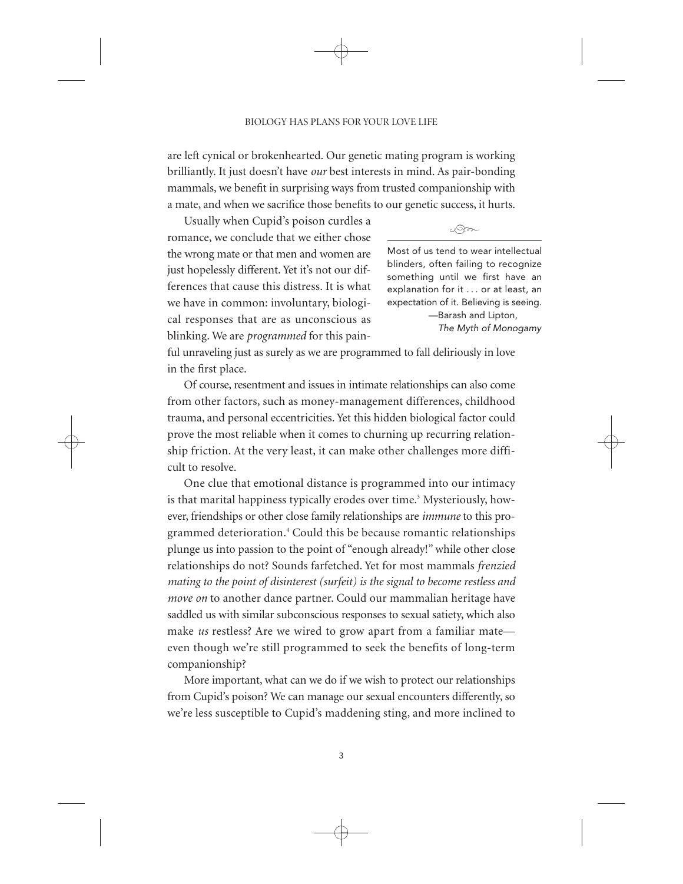are left cynical or brokenhearted. Our genetic mating program is working brilliantly. It just doesn't have *our* best interests in mind. As pair-bonding mammals, we benefit in surprising ways from trusted companionship with a mate, and when we sacrifice those benefits to our genetic success, it hurts.

Usually when Cupid's poison curdles a romance, we conclude that we either chose the wrong mate or that men and women are just hopelessly different. Yet it's not our differences that cause this distress. It is what we have in common: involuntary, biological responses that are as unconscious as blinking. We are *programmed* for this painful unraveling just as surely as we are programmed to fall deliriously in love in the first place.

> Most of us tend to wear intellectual blinders, often failing to recognize something until we first have an explanation for it . . . or at least, an expectation of it. Believing is seeing.
>
> —Barash and Lipton, *The Myth of Monogamy*

Of course, resentment and issues in intimate relationships can also come from other factors, such as money-management differences, childhood trauma, and personal eccentricities. Yet this hidden biological factor could prove the most reliable when it comes to churning up recurring relationship friction. At the very least, it can make other challenges more difficult to resolve.

One clue that emotional distance is programmed into our intimacy is that marital happiness typically erodes over time.[3] Mysteriously, however, friendships or other close family relationships are *immune* to this programmed deterioration.[4] Could this be because romantic relationships plunge us into passion to the point of "enough already!" while other close relationships do not? Sounds farfetched. Yet for most mammals *frenzied mating to the point of disinterest (surfeit) is the signal to become restless and move on* to another dance partner. Could our mammalian heritage have saddled us with similar subconscious responses to sexual satiety, which also make *us* restless? Are we wired to grow apart from a familiar mate—even though we're still programmed to seek the benefits of long-term companionship?

More important, what can we do if we wish to protect our relationships from Cupid's poison? We can manage our sexual encounters differently, so we're less susceptible to Cupid's maddening sting, and more inclined to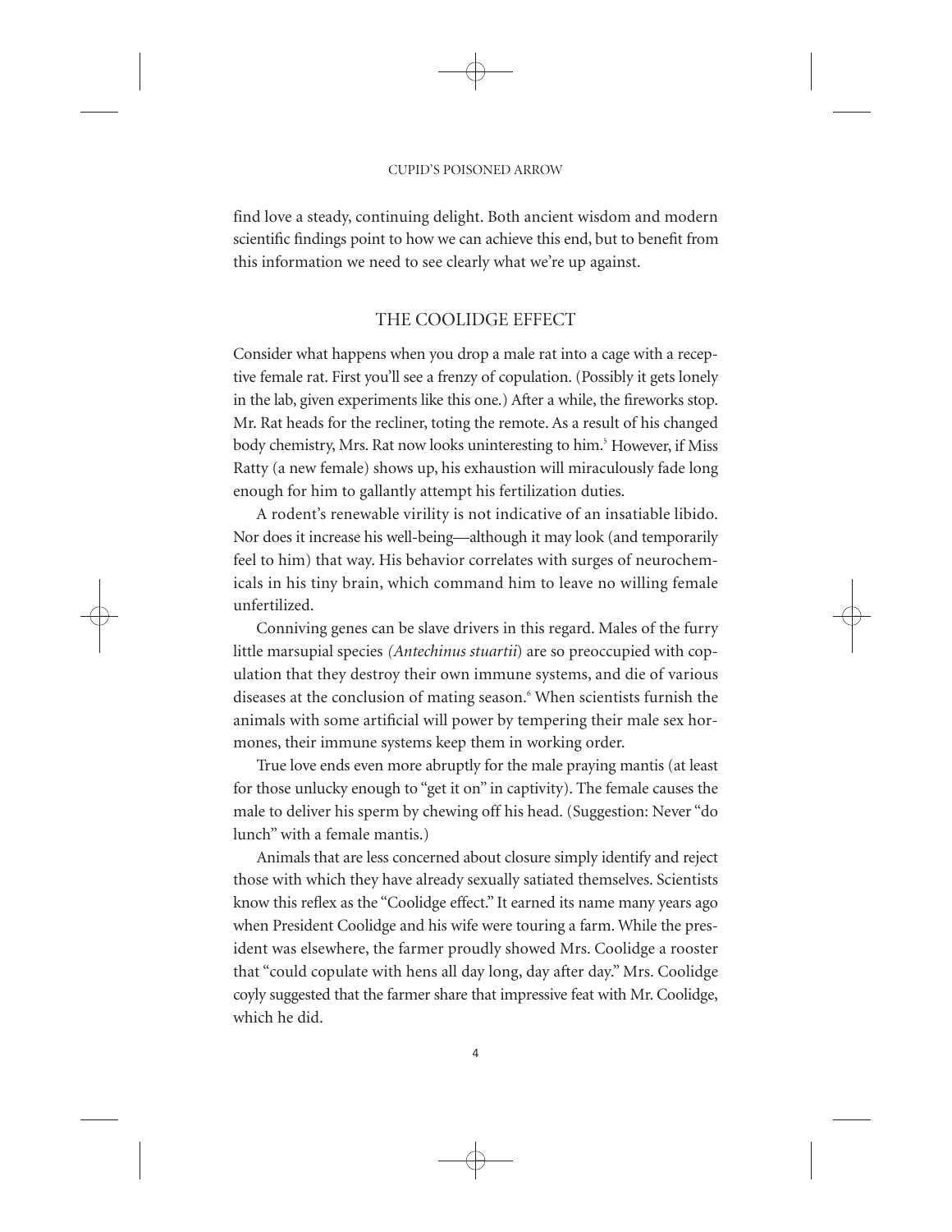find love a steady, continuing delight. Both ancient wisdom and modern scientific findings point to how we can achieve this end, but to benefit from this information we need to see clearly what we're up against.

## THE COOLIDGE EFFECT

Consider what happens when you drop a male rat into a cage with a receptive female rat. First you'll see a frenzy of copulation. (Possibly it gets lonely in the lab, given experiments like this one.) After a while, the fireworks stop. Mr. Rat heads for the recliner, toting the remote. As a result of his changed body chemistry, Mrs. Rat now looks uninteresting to him.[5] However, if Miss Ratty (a new female) shows up, his exhaustion will miraculously fade long enough for him to gallantly attempt his fertilization duties.

A rodent's renewable virility is not indicative of an insatiable libido. Nor does it increase his well-being—although it may look (and temporarily feel to him) that way. His behavior correlates with surges of neurochemicals in his tiny brain, which command him to leave no willing female unfertilized.

Conniving genes can be slave drivers in this regard. Males of the furry little marsupial species *(Antechinus stuartii*) are so preoccupied with copulation that they destroy their own immune systems, and die of various diseases at the conclusion of mating season.[6] When scientists furnish the animals with some artificial will power by tempering their male sex hormones, their immune systems keep them in working order.

True love ends even more abruptly for the male praying mantis (at least for those unlucky enough to "get it on" in captivity). The female causes the male to deliver his sperm by chewing off his head. (Suggestion: Never "do lunch" with a female mantis.)

Animals that are less concerned about closure simply identify and reject those with which they have already sexually satiated themselves. Scientists know this reflex as the "Coolidge effect." It earned its name many years ago when President Coolidge and his wife were touring a farm. While the president was elsewhere, the farmer proudly showed Mrs. Coolidge a rooster that "could copulate with hens all day long, day after day." Mrs. Coolidge coyly suggested that the farmer share that impressive feat with Mr. Coolidge, which he did.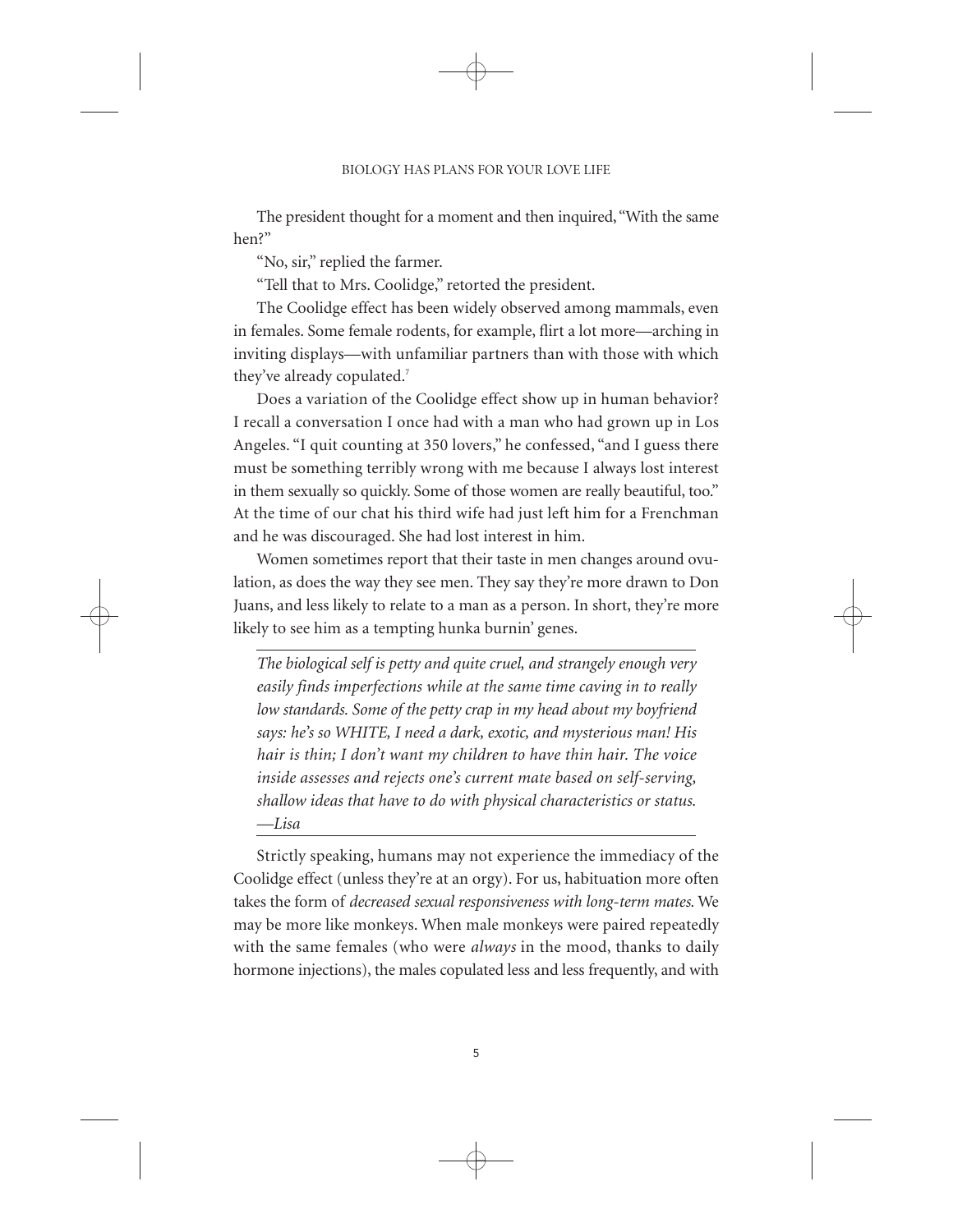The president thought for a moment and then inquired, "With the same hen?"

"No, sir," replied the farmer.

"Tell that to Mrs. Coolidge," retorted the president.

The Coolidge effect has been widely observed among mammals, even in females. Some female rodents, for example, flirt a lot more—arching in inviting displays—with unfamiliar partners than with those with which they've already copulated.[7]

Does a variation of the Coolidge effect show up in human behavior? I recall a conversation I once had with a man who had grown up in Los Angeles. "I quit counting at 350 lovers," he confessed, "and I guess there must be something terribly wrong with me because I always lost interest in them sexually so quickly. Some of those women are really beautiful, too." At the time of our chat his third wife had just left him for a Frenchman and he was discouraged. She had lost interest in him.

Women sometimes report that their taste in men changes around ovulation, as does the way they see men. They say they're more drawn to Don Juans, and less likely to relate to a man as a person. In short, they're more likely to see him as a tempting hunka burnin' genes.

---

*The biological self is petty and quite cruel, and strangely enough very easily finds imperfections while at the same time caving in to really low standards. Some of the petty crap in my head about my boyfriend says: he's so WHITE, I need a dark, exotic, and mysterious man! His hair is thin; I don't want my children to have thin hair. The voice inside assesses and rejects one's current mate based on self-serving, shallow ideas that have to do with physical characteristics or status. —Lisa*

---

Strictly speaking, humans may not experience the immediacy of the Coolidge effect (unless they're at an orgy). For us, habituation more often takes the form of *decreased sexual responsiveness with long-term mates.* We may be more like monkeys. When male monkeys were paired repeatedly with the same females (who were *always* in the mood, thanks to daily hormone injections), the males copulated less and less frequently, and with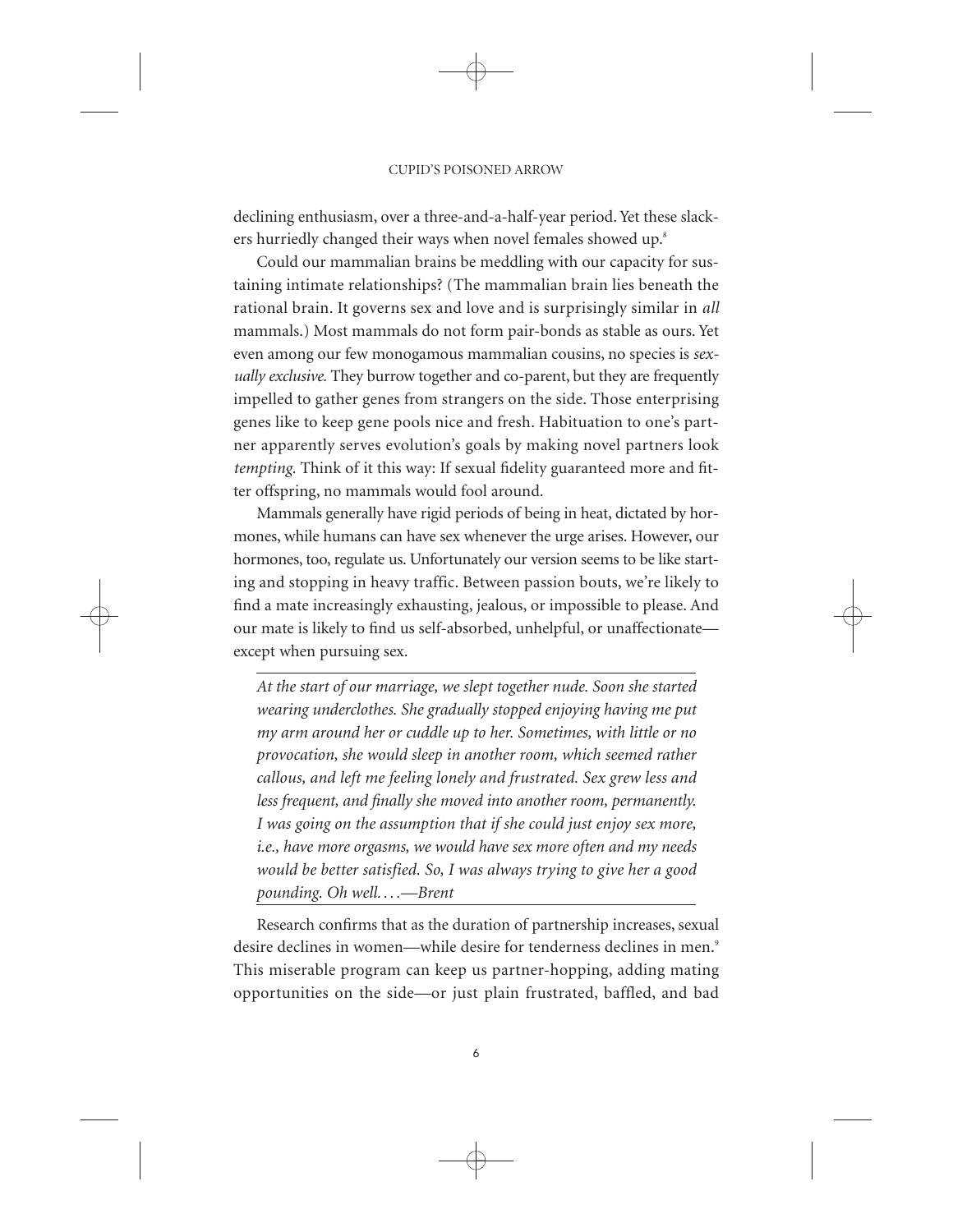declining enthusiasm, over a three-and-a-half-year period. Yet these slackers hurriedly changed their ways when novel females showed up.[8]

Could our mammalian brains be meddling with our capacity for sustaining intimate relationships? (The mammalian brain lies beneath the rational brain. It governs sex and love and is surprisingly similar in *all* mammals.) Most mammals do not form pair-bonds as stable as ours. Yet even among our few monogamous mammalian cousins, no species is *sexually exclusive.* They burrow together and co-parent, but they are frequently impelled to gather genes from strangers on the side. Those enterprising genes like to keep gene pools nice and fresh. Habituation to one's partner apparently serves evolution's goals by making novel partners look *tempting.* Think of it this way: If sexual fidelity guaranteed more and fitter offspring, no mammals would fool around.

Mammals generally have rigid periods of being in heat, dictated by hormones, while humans can have sex whenever the urge arises. However, our hormones, too, regulate us. Unfortunately our version seems to be like starting and stopping in heavy traffic. Between passion bouts, we're likely to find a mate increasingly exhausting, jealous, or impossible to please. And our mate is likely to find us self-absorbed, unhelpful, or unaffectionate—except when pursuing sex.

---

*At the start of our marriage, we slept together nude. Soon she started wearing underclothes. She gradually stopped enjoying having me put my arm around her or cuddle up to her. Sometimes, with little or no provocation, she would sleep in another room, which seemed rather callous, and left me feeling lonely and frustrated. Sex grew less and less frequent, and finally she moved into another room, permanently. I was going on the assumption that if she could just enjoy sex more, i.e., have more orgasms, we would have sex more often and my needs would be better satisfied. So, I was always trying to give her a good pounding. Oh well. . . .—Brent*

---

Research confirms that as the duration of partnership increases, sexual desire declines in women—while desire for tenderness declines in men.[9] This miserable program can keep us partner-hopping, adding mating opportunities on the side—or just plain frustrated, baffled, and bad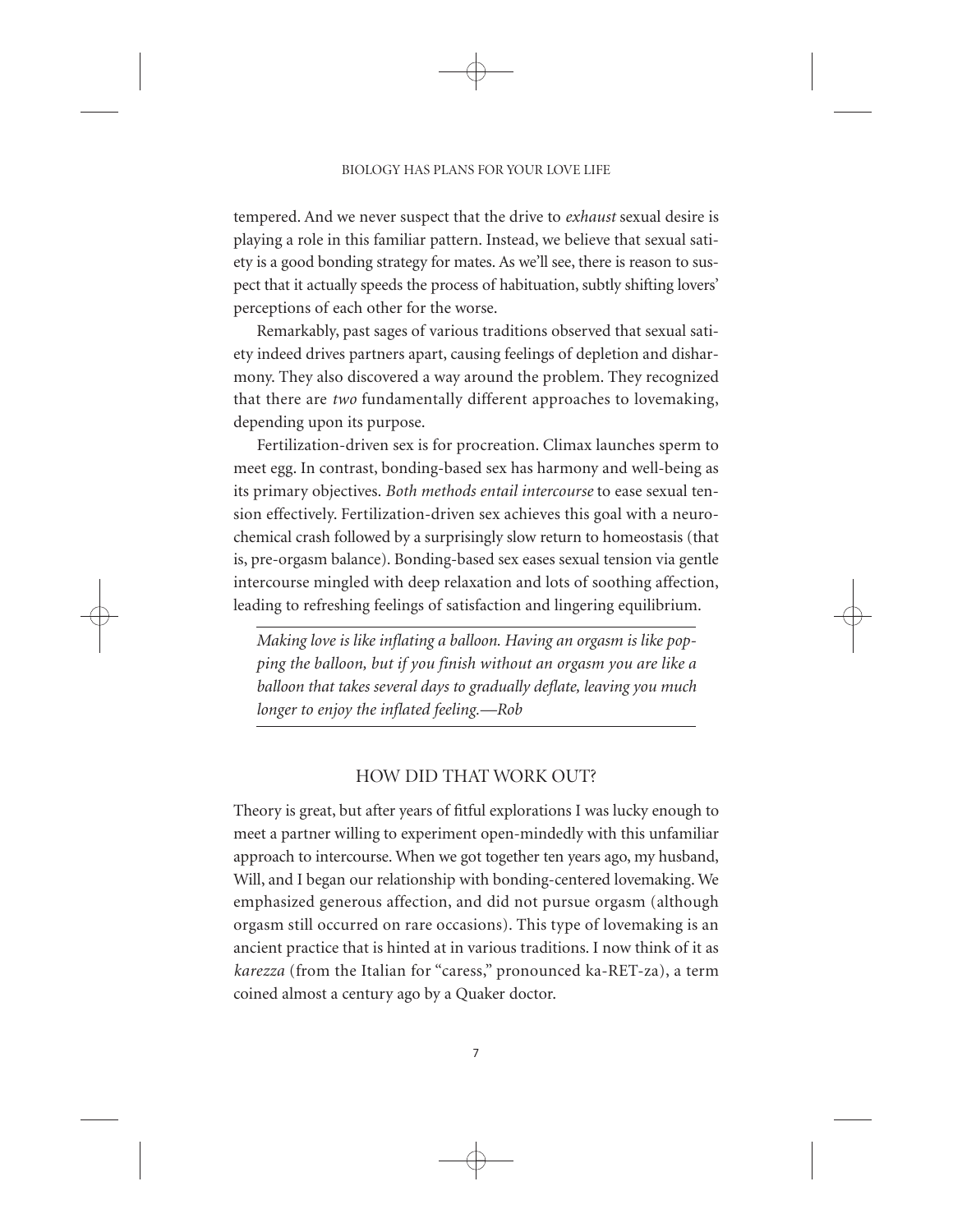tempered. And we never suspect that the drive to *exhaust* sexual desire is playing a role in this familiar pattern. Instead, we believe that sexual satiety is a good bonding strategy for mates. As we'll see, there is reason to suspect that it actually speeds the process of habituation, subtly shifting lovers' perceptions of each other for the worse.

Remarkably, past sages of various traditions observed that sexual satiety indeed drives partners apart, causing feelings of depletion and disharmony. They also discovered a way around the problem. They recognized that there are *two* fundamentally different approaches to lovemaking, depending upon its purpose.

Fertilization-driven sex is for procreation. Climax launches sperm to meet egg. In contrast, bonding-based sex has harmony and well-being as its primary objectives. *Both methods entail intercourse* to ease sexual tension effectively. Fertilization-driven sex achieves this goal with a neurochemical crash followed by a surprisingly slow return to homeostasis (that is, pre-orgasm balance). Bonding-based sex eases sexual tension via gentle intercourse mingled with deep relaxation and lots of soothing affection, leading to refreshing feelings of satisfaction and lingering equilibrium.

---

*Making love is like inflating a balloon. Having an orgasm is like popping the balloon, but if you finish without an orgasm you are like a balloon that takes several days to gradually deflate, leaving you much longer to enjoy the inflated feeling.—Rob*

---

## HOW DID THAT WORK OUT?

Theory is great, but after years of fitful explorations I was lucky enough to meet a partner willing to experiment open-mindedly with this unfamiliar approach to intercourse. When we got together ten years ago, my husband, Will, and I began our relationship with bonding-centered lovemaking. We emphasized generous affection, and did not pursue orgasm (although orgasm still occurred on rare occasions). This type of lovemaking is an ancient practice that is hinted at in various traditions. I now think of it as *karezza* (from the Italian for "caress," pronounced ka-RET-za), a term coined almost a century ago by a Quaker doctor.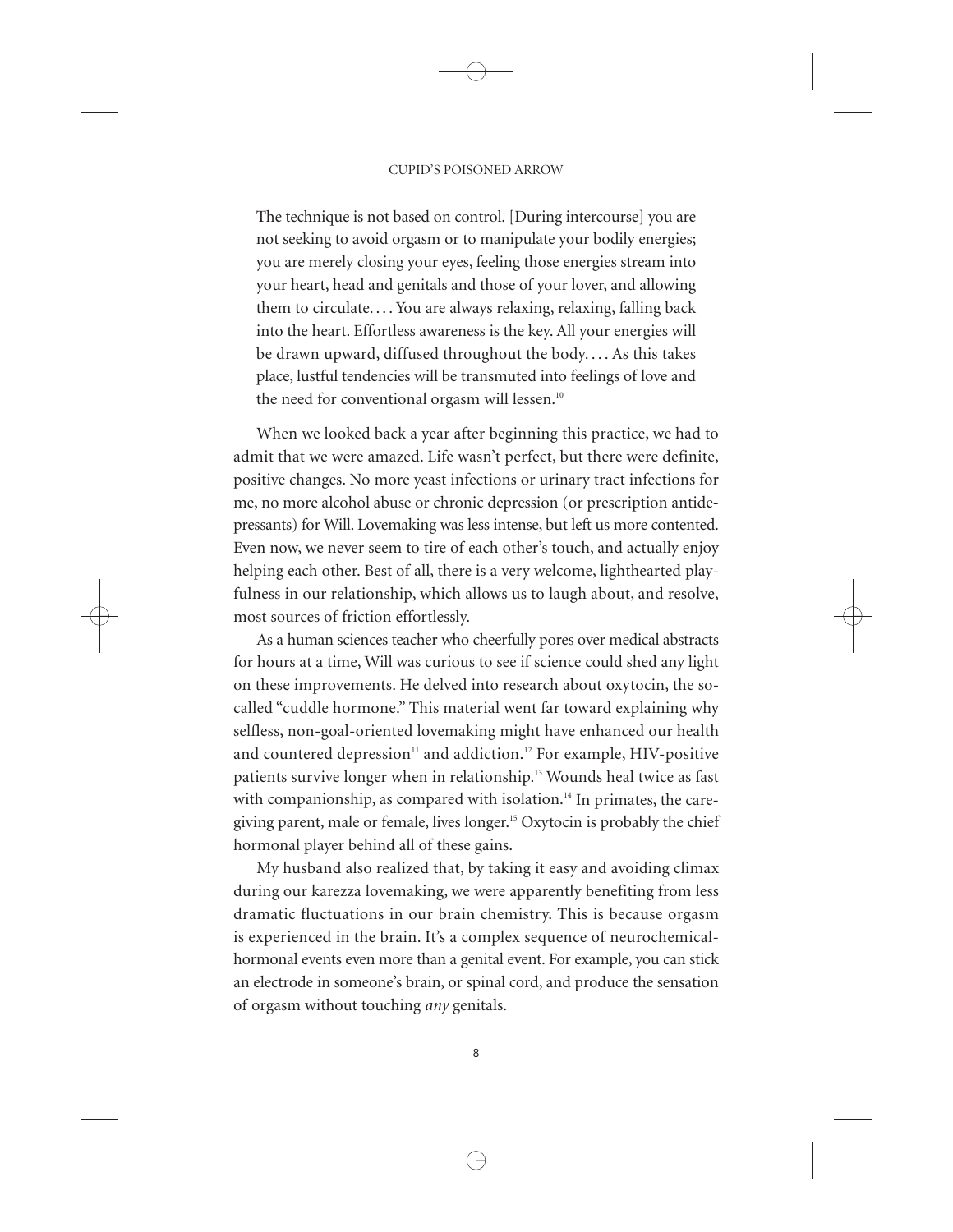> The technique is not based on control. [During intercourse] you are not seeking to avoid orgasm or to manipulate your bodily energies; you are merely closing your eyes, feeling those energies stream into your heart, head and genitals and those of your lover, and allowing them to circulate. . . . You are always relaxing, relaxing, falling back into the heart. Effortless awareness is the key. All your energies will be drawn upward, diffused throughout the body. . . . As this takes place, lustful tendencies will be transmuted into feelings of love and the need for conventional orgasm will lessen.[10]

When we looked back a year after beginning this practice, we had to admit that we were amazed. Life wasn't perfect, but there were definite, positive changes. No more yeast infections or urinary tract infections for me, no more alcohol abuse or chronic depression (or prescription antidepressants) for Will. Lovemaking was less intense, but left us more contented. Even now, we never seem to tire of each other's touch, and actually enjoy helping each other. Best of all, there is a very welcome, lighthearted playfulness in our relationship, which allows us to laugh about, and resolve, most sources of friction effortlessly.

As a human sciences teacher who cheerfully pores over medical abstracts for hours at a time, Will was curious to see if science could shed any light on these improvements. He delved into research about oxytocin, the so-called "cuddle hormone." This material went far toward explaining why selfless, non-goal-oriented lovemaking might have enhanced our health and countered depression[11] and addiction.[12] For example, HIV-positive patients survive longer when in relationship.[13] Wounds heal twice as fast with companionship, as compared with isolation.[14] In primates, the caregiving parent, male or female, lives longer.[15] Oxytocin is probably the chief hormonal player behind all of these gains.

My husband also realized that, by taking it easy and avoiding climax during our karezza lovemaking, we were apparently benefiting from less dramatic fluctuations in our brain chemistry. This is because orgasm is experienced in the brain. It's a complex sequence of neurochemical-hormonal events even more than a genital event. For example, you can stick an electrode in someone's brain, or spinal cord, and produce the sensation of orgasm without touching *any* genitals.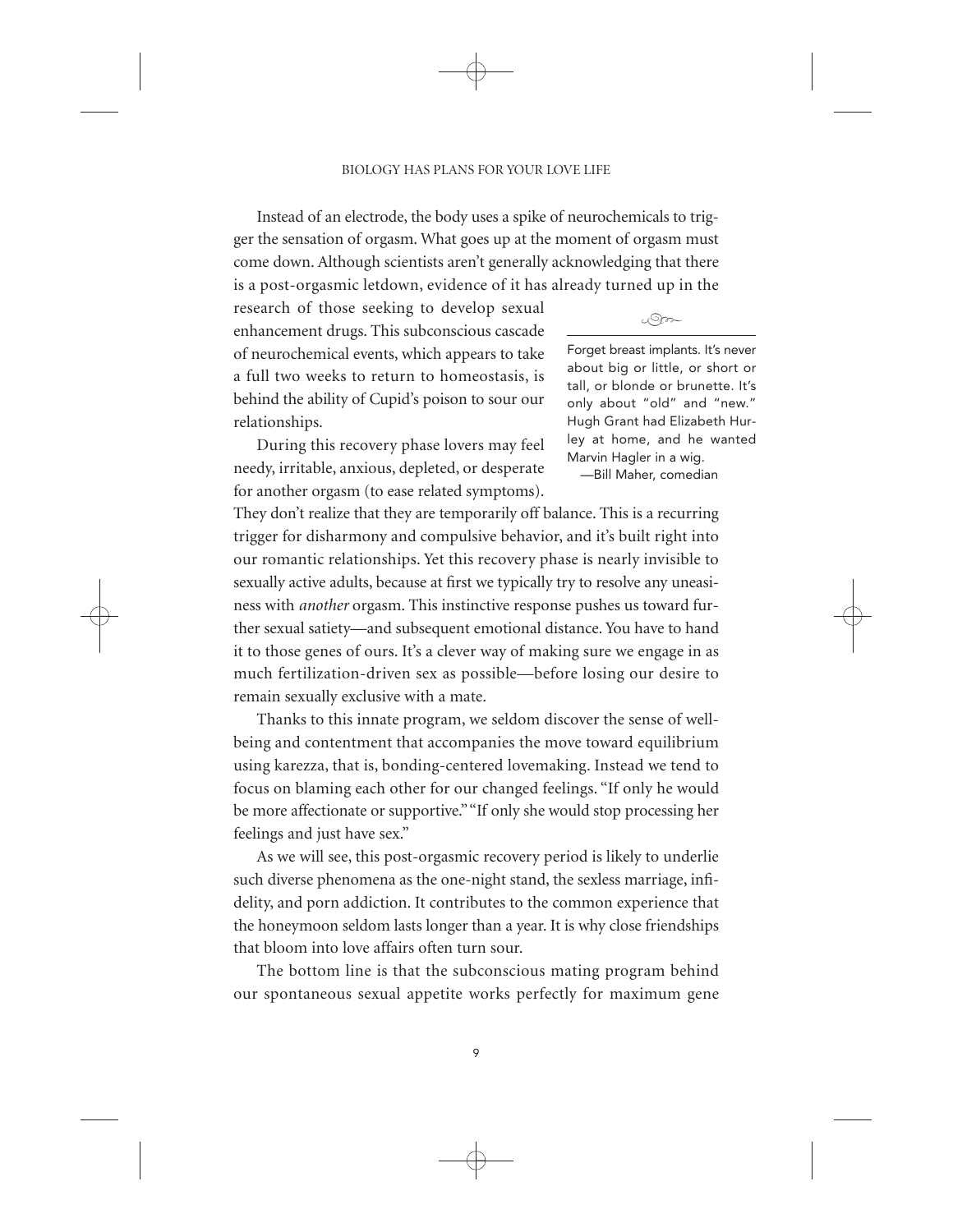Instead of an electrode, the body uses a spike of neurochemicals to trigger the sensation of orgasm. What goes up at the moment of orgasm must come down. Although scientists aren't generally acknowledging that there is a post-orgasmic letdown, evidence of it has already turned up in the research of those seeking to develop sexual enhancement drugs. This subconscious cascade of neurochemical events, which appears to take a full two weeks to return to homeostasis, is behind the ability of Cupid's poison to sour our relationships.

> Forget breast implants. It's never about big or little, or short or tall, or blonde or brunette. It's only about "old" and "new." Hugh Grant had Elizabeth Hurley at home, and he wanted Marvin Hagler in a wig.
>
> —Bill Maher, comedian

During this recovery phase lovers may feel needy, irritable, anxious, depleted, or desperate for another orgasm (to ease related symptoms). They don't realize that they are temporarily off balance. This is a recurring trigger for disharmony and compulsive behavior, and it's built right into our romantic relationships. Yet this recovery phase is nearly invisible to sexually active adults, because at first we typically try to resolve any uneasiness with *another* orgasm. This instinctive response pushes us toward further sexual satiety—and subsequent emotional distance. You have to hand it to those genes of ours. It's a clever way of making sure we engage in as much fertilization-driven sex as possible—before losing our desire to remain sexually exclusive with a mate.

Thanks to this innate program, we seldom discover the sense of well-being and contentment that accompanies the move toward equilibrium using karezza, that is, bonding-centered lovemaking. Instead we tend to focus on blaming each other for our changed feelings. "If only he would be more affectionate or supportive." "If only she would stop processing her feelings and just have sex."

As we will see, this post-orgasmic recovery period is likely to underlie such diverse phenomena as the one-night stand, the sexless marriage, infidelity, and porn addiction. It contributes to the common experience that the honeymoon seldom lasts longer than a year. It is why close friendships that bloom into love affairs often turn sour.

The bottom line is that the subconscious mating program behind our spontaneous sexual appetite works perfectly for maximum gene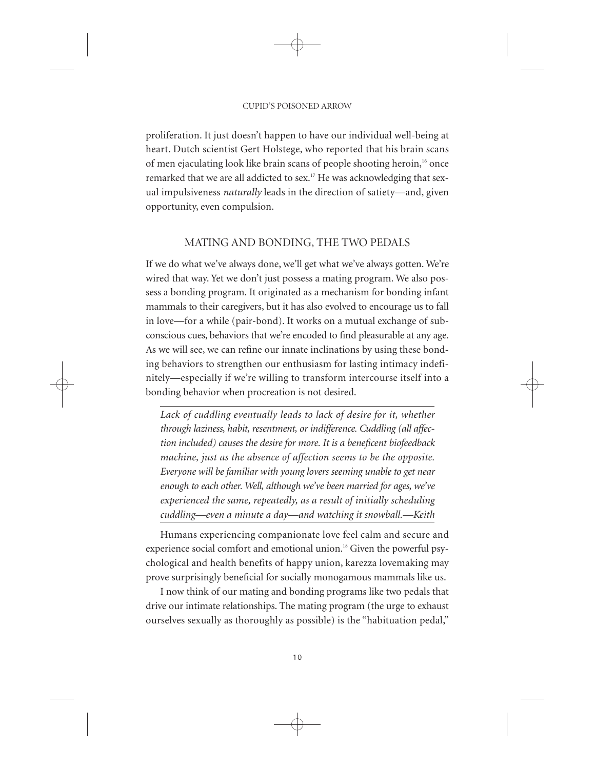proliferation. It just doesn't happen to have our individual well-being at heart. Dutch scientist Gert Holstege, who reported that his brain scans of men ejaculating look like brain scans of people shooting heroin,[16] once remarked that we are all addicted to sex.[17] He was acknowledging that sexual impulsiveness *naturally* leads in the direction of satiety—and, given opportunity, even compulsion.

## MATING AND BONDING, THE TWO PEDALS

If we do what we've always done, we'll get what we've always gotten. We're wired that way. Yet we don't just possess a mating program. We also possess a bonding program. It originated as a mechanism for bonding infant mammals to their caregivers, but it has also evolved to encourage us to fall in love—for a while (pair-bond). It works on a mutual exchange of subconscious cues, behaviors that we're encoded to find pleasurable at any age. As we will see, we can refine our innate inclinations by using these bonding behaviors to strengthen our enthusiasm for lasting intimacy indefinitely—especially if we're willing to transform intercourse itself into a bonding behavior when procreation is not desired.

> *Lack of cuddling eventually leads to lack of desire for it, whether through laziness, habit, resentment, or indifference. Cuddling (all affection included) causes the desire for more. It is a beneficent biofeedback machine, just as the absence of affection seems to be the opposite. Everyone will be familiar with young lovers seeming unable to get near enough to each other. Well, although we've been married for ages, we've experienced the same, repeatedly, as a result of initially scheduling cuddling—even a minute a day—and watching it snowball.—Keith*

Humans experiencing companionate love feel calm and secure and experience social comfort and emotional union.[18] Given the powerful psychological and health benefits of happy union, karezza lovemaking may prove surprisingly beneficial for socially monogamous mammals like us.

I now think of our mating and bonding programs like two pedals that drive our intimate relationships. The mating program (the urge to exhaust ourselves sexually as thoroughly as possible) is the "habituation pedal,"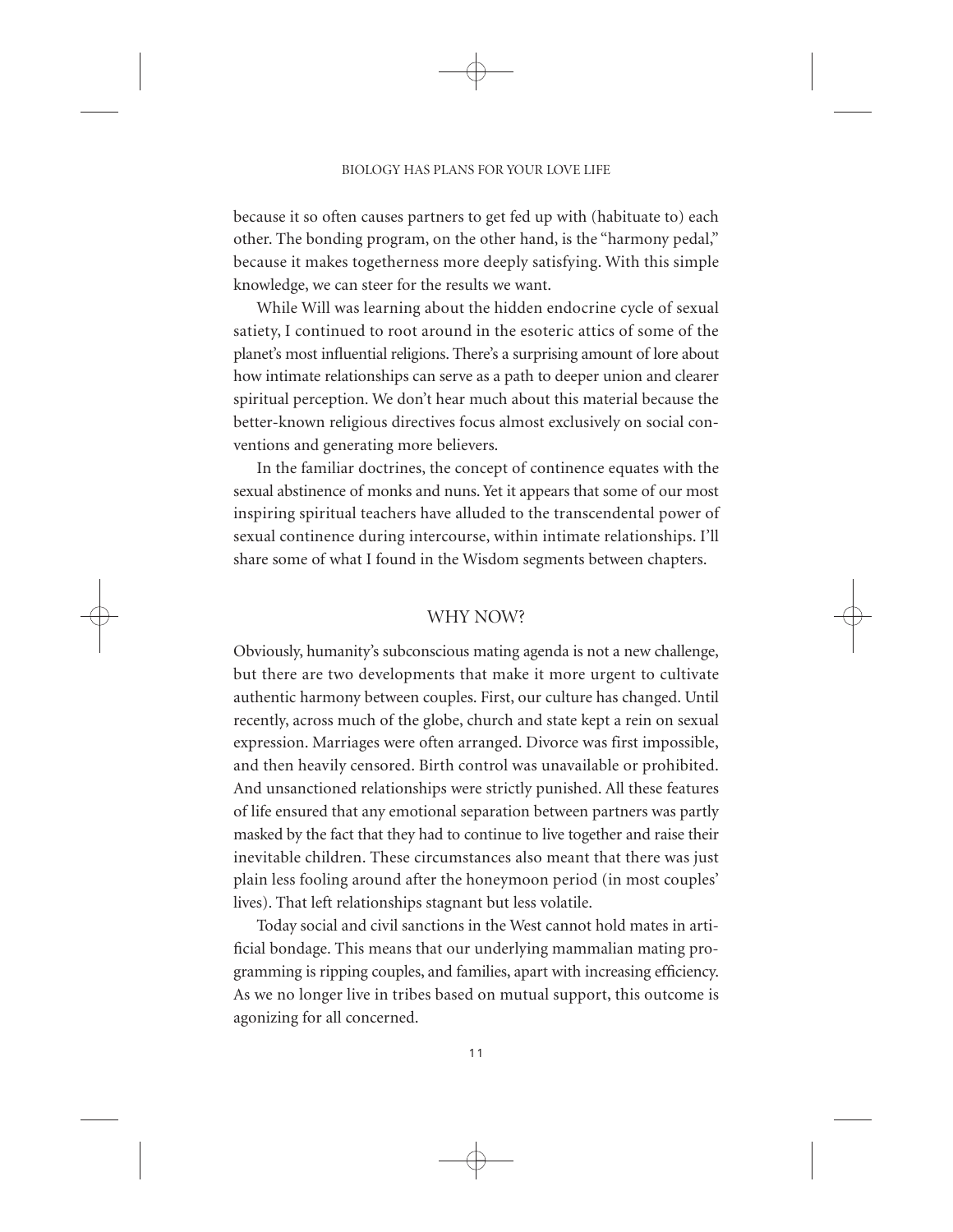because it so often causes partners to get fed up with (habituate to) each other. The bonding program, on the other hand, is the "harmony pedal," because it makes togetherness more deeply satisfying. With this simple knowledge, we can steer for the results we want.

While Will was learning about the hidden endocrine cycle of sexual satiety, I continued to root around in the esoteric attics of some of the planet's most influential religions. There's a surprising amount of lore about how intimate relationships can serve as a path to deeper union and clearer spiritual perception. We don't hear much about this material because the better-known religious directives focus almost exclusively on social conventions and generating more believers.

In the familiar doctrines, the concept of continence equates with the sexual abstinence of monks and nuns. Yet it appears that some of our most inspiring spiritual teachers have alluded to the transcendental power of sexual continence during intercourse, within intimate relationships. I'll share some of what I found in the Wisdom segments between chapters.

## WHY NOW?

Obviously, humanity's subconscious mating agenda is not a new challenge, but there are two developments that make it more urgent to cultivate authentic harmony between couples. First, our culture has changed. Until recently, across much of the globe, church and state kept a rein on sexual expression. Marriages were often arranged. Divorce was first impossible, and then heavily censored. Birth control was unavailable or prohibited. And unsanctioned relationships were strictly punished. All these features of life ensured that any emotional separation between partners was partly masked by the fact that they had to continue to live together and raise their inevitable children. These circumstances also meant that there was just plain less fooling around after the honeymoon period (in most couples' lives). That left relationships stagnant but less volatile.

Today social and civil sanctions in the West cannot hold mates in artificial bondage. This means that our underlying mammalian mating programming is ripping couples, and families, apart with increasing efficiency. As we no longer live in tribes based on mutual support, this outcome is agonizing for all concerned.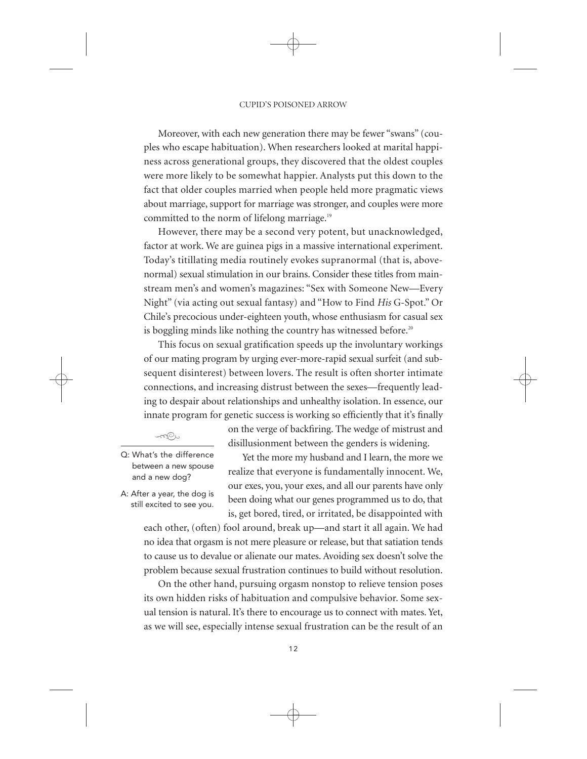Moreover, with each new generation there may be fewer "swans" (couples who escape habituation). When researchers looked at marital happiness across generational groups, they discovered that the oldest couples were more likely to be somewhat happier. Analysts put this down to the fact that older couples married when people held more pragmatic views about marriage, support for marriage was stronger, and couples were more committed to the norm of lifelong marriage.[19]

However, there may be a second very potent, but unacknowledged, factor at work. We are guinea pigs in a massive international experiment. Today's titillating media routinely evokes supranormal (that is, above-normal) sexual stimulation in our brains. Consider these titles from mainstream men's and women's magazines: "Sex with Someone New—Every Night" (via acting out sexual fantasy) and "How to Find *His* G-Spot." Or Chile's precocious under-eighteen youth, whose enthusiasm for casual sex is boggling minds like nothing the country has witnessed before.[20]

This focus on sexual gratification speeds up the involuntary workings of our mating program by urging ever-more-rapid sexual surfeit (and subsequent disinterest) between lovers. The result is often shorter intimate connections, and increasing distrust between the sexes—frequently leading to despair about relationships and unhealthy isolation. In essence, our innate program for genetic success is working so efficiently that it's finally on the verge of backfiring. The wedge of mistrust and disillusionment between the genders is widening.

> Q: What's the difference between a new spouse and a new dog?
>
> A: After a year, the dog is still excited to see you.

Yet the more my husband and I learn, the more we realize that everyone is fundamentally innocent. We, our exes, you, your exes, and all our parents have only been doing what our genes programmed us to do, that is, get bored, tired, or irritated, be disappointed with each other, (often) fool around, break up—and start it all again. We had no idea that orgasm is not mere pleasure or release, but that satiation tends to cause us to devalue or alienate our mates. Avoiding sex doesn't solve the problem because sexual frustration continues to build without resolution.

On the other hand, pursuing orgasm nonstop to relieve tension poses its own hidden risks of habituation and compulsive behavior. Some sexual tension is natural. It's there to encourage us to connect with mates. Yet, as we will see, especially intense sexual frustration can be the result of an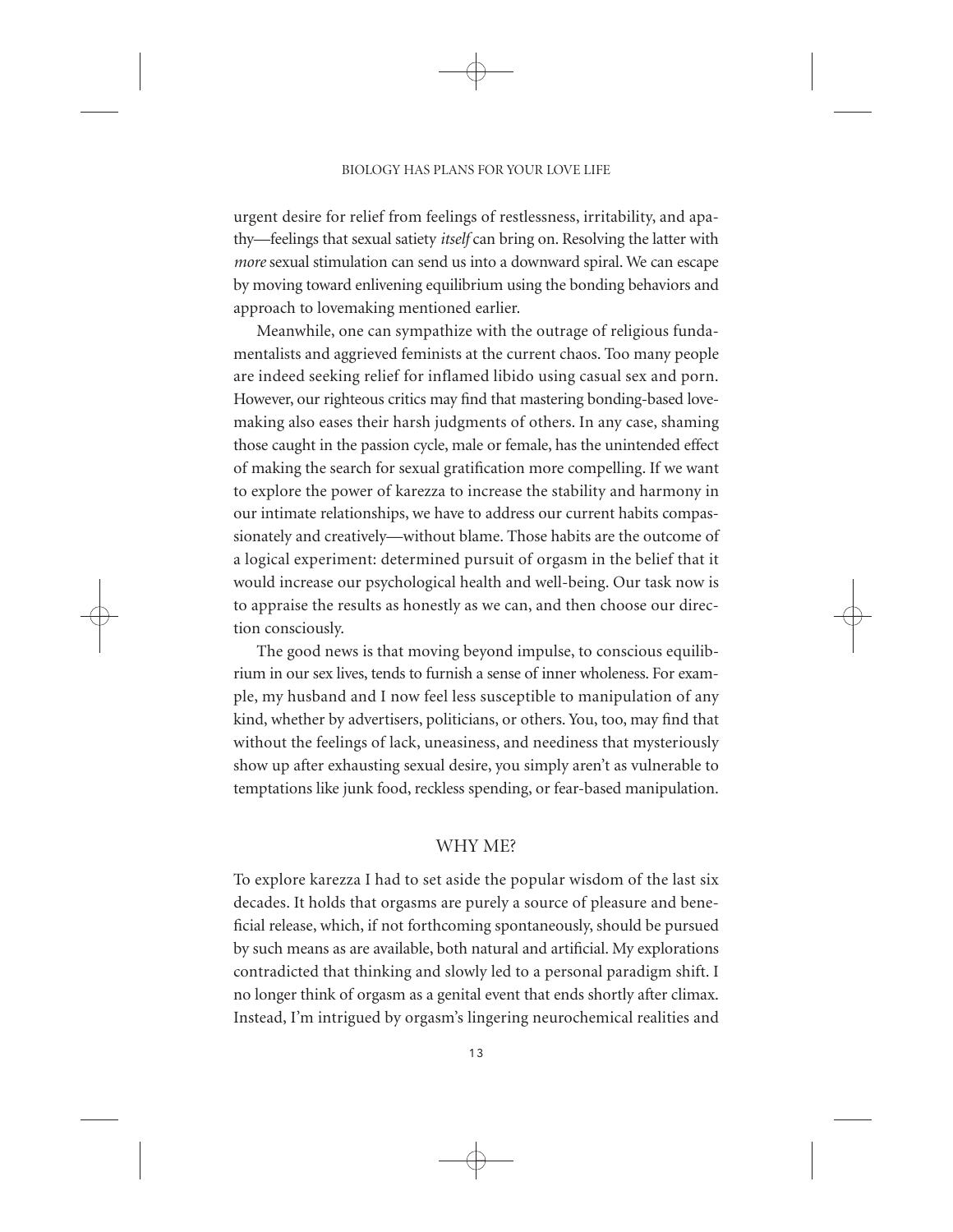urgent desire for relief from feelings of restlessness, irritability, and apathy—feelings that sexual satiety *itself* can bring on. Resolving the latter with *more* sexual stimulation can send us into a downward spiral. We can escape by moving toward enlivening equilibrium using the bonding behaviors and approach to lovemaking mentioned earlier.

Meanwhile, one can sympathize with the outrage of religious fundamentalists and aggrieved feminists at the current chaos. Too many people are indeed seeking relief for inflamed libido using casual sex and porn. However, our righteous critics may find that mastering bonding-based lovemaking also eases their harsh judgments of others. In any case, shaming those caught in the passion cycle, male or female, has the unintended effect of making the search for sexual gratification more compelling. If we want to explore the power of karezza to increase the stability and harmony in our intimate relationships, we have to address our current habits compassionately and creatively—without blame. Those habits are the outcome of a logical experiment: determined pursuit of orgasm in the belief that it would increase our psychological health and well-being. Our task now is to appraise the results as honestly as we can, and then choose our direction consciously.

The good news is that moving beyond impulse, to conscious equilibrium in our sex lives, tends to furnish a sense of inner wholeness. For example, my husband and I now feel less susceptible to manipulation of any kind, whether by advertisers, politicians, or others. You, too, may find that without the feelings of lack, uneasiness, and neediness that mysteriously show up after exhausting sexual desire, you simply aren't as vulnerable to temptations like junk food, reckless spending, or fear-based manipulation.

## WHY ME?

To explore karezza I had to set aside the popular wisdom of the last six decades. It holds that orgasms are purely a source of pleasure and beneficial release, which, if not forthcoming spontaneously, should be pursued by such means as are available, both natural and artificial. My explorations contradicted that thinking and slowly led to a personal paradigm shift. I no longer think of orgasm as a genital event that ends shortly after climax. Instead, I'm intrigued by orgasm's lingering neurochemical realities and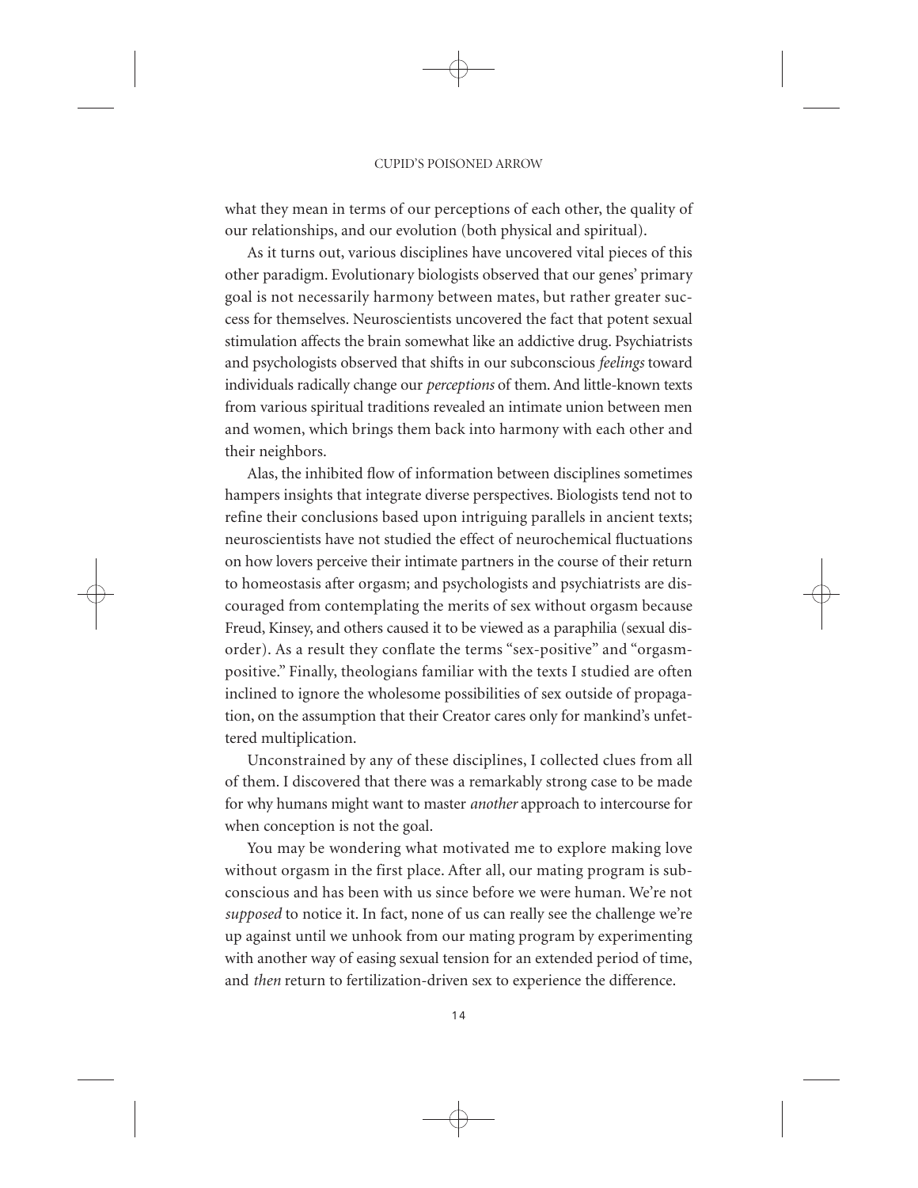what they mean in terms of our perceptions of each other, the quality of our relationships, and our evolution (both physical and spiritual).

As it turns out, various disciplines have uncovered vital pieces of this other paradigm. Evolutionary biologists observed that our genes' primary goal is not necessarily harmony between mates, but rather greater success for themselves. Neuroscientists uncovered the fact that potent sexual stimulation affects the brain somewhat like an addictive drug. Psychiatrists and psychologists observed that shifts in our subconscious *feelings* toward individuals radically change our *perceptions* of them. And little-known texts from various spiritual traditions revealed an intimate union between men and women, which brings them back into harmony with each other and their neighbors.

Alas, the inhibited flow of information between disciplines sometimes hampers insights that integrate diverse perspectives. Biologists tend not to refine their conclusions based upon intriguing parallels in ancient texts; neuroscientists have not studied the effect of neurochemical fluctuations on how lovers perceive their intimate partners in the course of their return to homeostasis after orgasm; and psychologists and psychiatrists are discouraged from contemplating the merits of sex without orgasm because Freud, Kinsey, and others caused it to be viewed as a paraphilia (sexual disorder). As a result they conflate the terms "sex-positive" and "orgasm-positive." Finally, theologians familiar with the texts I studied are often inclined to ignore the wholesome possibilities of sex outside of propagation, on the assumption that their Creator cares only for mankind's unfettered multiplication.

Unconstrained by any of these disciplines, I collected clues from all of them. I discovered that there was a remarkably strong case to be made for why humans might want to master *another* approach to intercourse for when conception is not the goal.

You may be wondering what motivated me to explore making love without orgasm in the first place. After all, our mating program is subconscious and has been with us since before we were human. We're not *supposed* to notice it. In fact, none of us can really see the challenge we're up against until we unhook from our mating program by experimenting with another way of easing sexual tension for an extended period of time, and *then* return to fertilization-driven sex to experience the difference.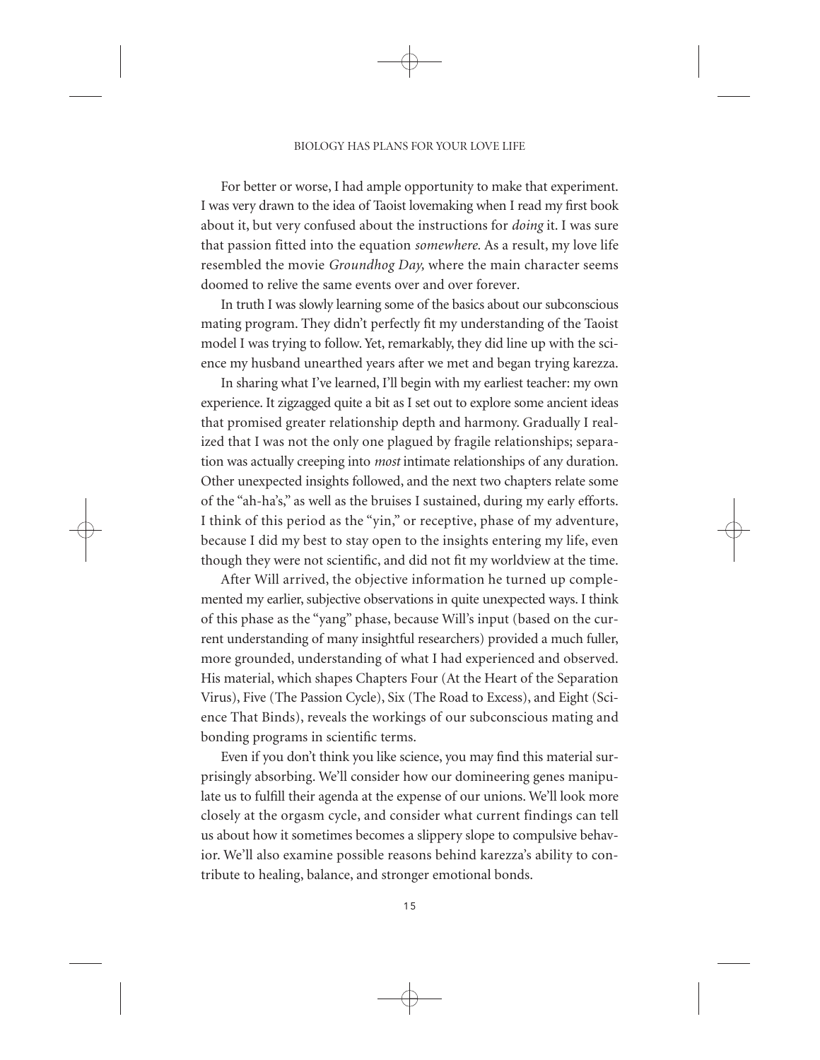For better or worse, I had ample opportunity to make that experiment. I was very drawn to the idea of Taoist lovemaking when I read my first book about it, but very confused about the instructions for *doing* it. I was sure that passion fitted into the equation *somewhere.* As a result, my love life resembled the movie *Groundhog Day,* where the main character seems doomed to relive the same events over and over forever.

In truth I was slowly learning some of the basics about our subconscious mating program. They didn't perfectly fit my understanding of the Taoist model I was trying to follow. Yet, remarkably, they did line up with the science my husband unearthed years after we met and began trying karezza.

In sharing what I've learned, I'll begin with my earliest teacher: my own experience. It zigzagged quite a bit as I set out to explore some ancient ideas that promised greater relationship depth and harmony. Gradually I realized that I was not the only one plagued by fragile relationships; separation was actually creeping into *most* intimate relationships of any duration. Other unexpected insights followed, and the next two chapters relate some of the "ah-ha's," as well as the bruises I sustained, during my early efforts. I think of this period as the "yin," or receptive, phase of my adventure, because I did my best to stay open to the insights entering my life, even though they were not scientific, and did not fit my worldview at the time.

After Will arrived, the objective information he turned up complemented my earlier, subjective observations in quite unexpected ways. I think of this phase as the "yang" phase, because Will's input (based on the current understanding of many insightful researchers) provided a much fuller, more grounded, understanding of what I had experienced and observed. His material, which shapes Chapters Four (At the Heart of the Separation Virus), Five (The Passion Cycle), Six (The Road to Excess), and Eight (Science That Binds), reveals the workings of our subconscious mating and bonding programs in scientific terms.

Even if you don't think you like science, you may find this material surprisingly absorbing. We'll consider how our domineering genes manipulate us to fulfill their agenda at the expense of our unions. We'll look more closely at the orgasm cycle, and consider what current findings can tell us about how it sometimes becomes a slippery slope to compulsive behavior. We'll also examine possible reasons behind karezza's ability to contribute to healing, balance, and stronger emotional bonds.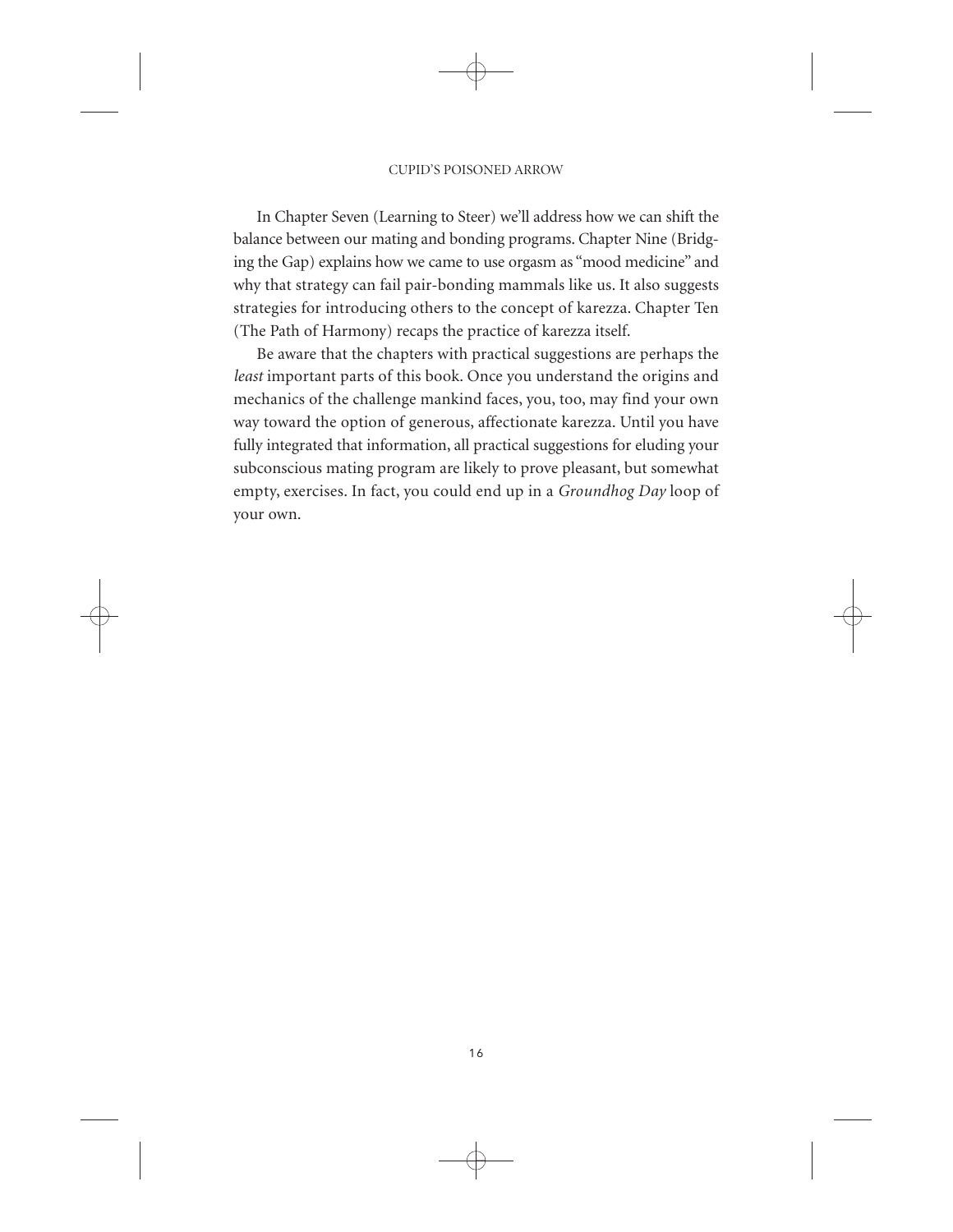In Chapter Seven (Learning to Steer) we'll address how we can shift the balance between our mating and bonding programs. Chapter Nine (Bridging the Gap) explains how we came to use orgasm as "mood medicine" and why that strategy can fail pair-bonding mammals like us. It also suggests strategies for introducing others to the concept of karezza. Chapter Ten (The Path of Harmony) recaps the practice of karezza itself.

Be aware that the chapters with practical suggestions are perhaps the *least* important parts of this book. Once you understand the origins and mechanics of the challenge mankind faces, you, too, may find your own way toward the option of generous, affectionate karezza. Until you have fully integrated that information, all practical suggestions for eluding your subconscious mating program are likely to prove pleasant, but somewhat empty, exercises. In fact, you could end up in a *Groundhog Day* loop of your own.